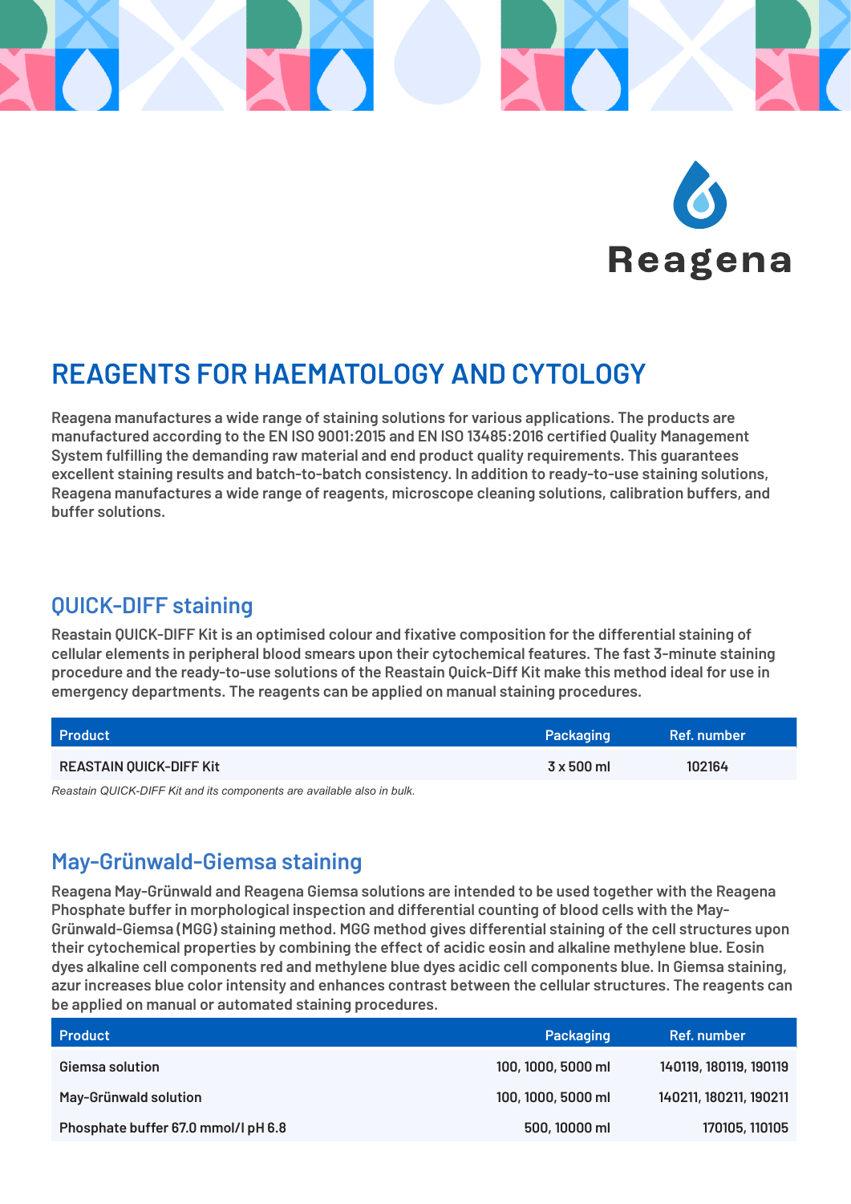Reagena

# REAGENTS FOR HAEMATOLOGY AND CYTOLOGY

**Reagena manufactures a wide range of staining solutions for various applications. The products are manufactured according to the EN ISO 9001:2015 and EN ISO 13485:2016 certified Quality Management System fulfilling the demanding raw material and end product quality requirements. This guarantees excellent staining results and batch-to-batch consistency. In addition to ready-to-use staining solutions, Reagena manufactures a wide range of reagents, microscope cleaning solutions, calibration buffers, and buffer solutions.**

## QUICK-DIFF staining

**Reastain QUICK-DIFF Kit is an optimised colour and fixative composition for the differential staining of cellular elements in peripheral blood smears upon their cytochemical features. The fast 3-minute staining procedure and the ready-to-use solutions of the Reastain Quick-Diff Kit make this method ideal for use in emergency departments. The reagents can be applied on manual staining procedures.**

| Product | Packaging | Ref. number |
|---|---|---|
| REASTAIN QUICK-DIFF Kit | 3 x 500 ml | 102164 |

*Reastain QUICK-DIFF Kit and its components are available also in bulk.*

## May-Grünwald-Giemsa staining

**Reagena May-Grünwald and Reagena Giemsa solutions are intended to be used together with the Reagena Phosphate buffer in morphological inspection and differential counting of blood cells with the May-Grünwald-Giemsa (MGG) staining method. MGG method gives differential staining of the cell structures upon their cytochemical properties by combining the effect of acidic eosin and alkaline methylene blue. Eosin dyes alkaline cell components red and methylene blue dyes acidic cell components blue. In Giemsa staining, azur increases blue color intensity and enhances contrast between the cellular structures. The reagents can be applied on manual or automated staining procedures.**

| Product | Packaging | Ref. number |
|---|---|---|
| Giemsa solution | 100, 1000, 5000 ml | 140119, 180119, 190119 |
| May-Grünwald solution | 100, 1000, 5000 ml | 140211, 180211, 190211 |
| Phosphate buffer 67.0 mmol/l pH 6.8 | 500, 10000 ml | 170105, 110105 |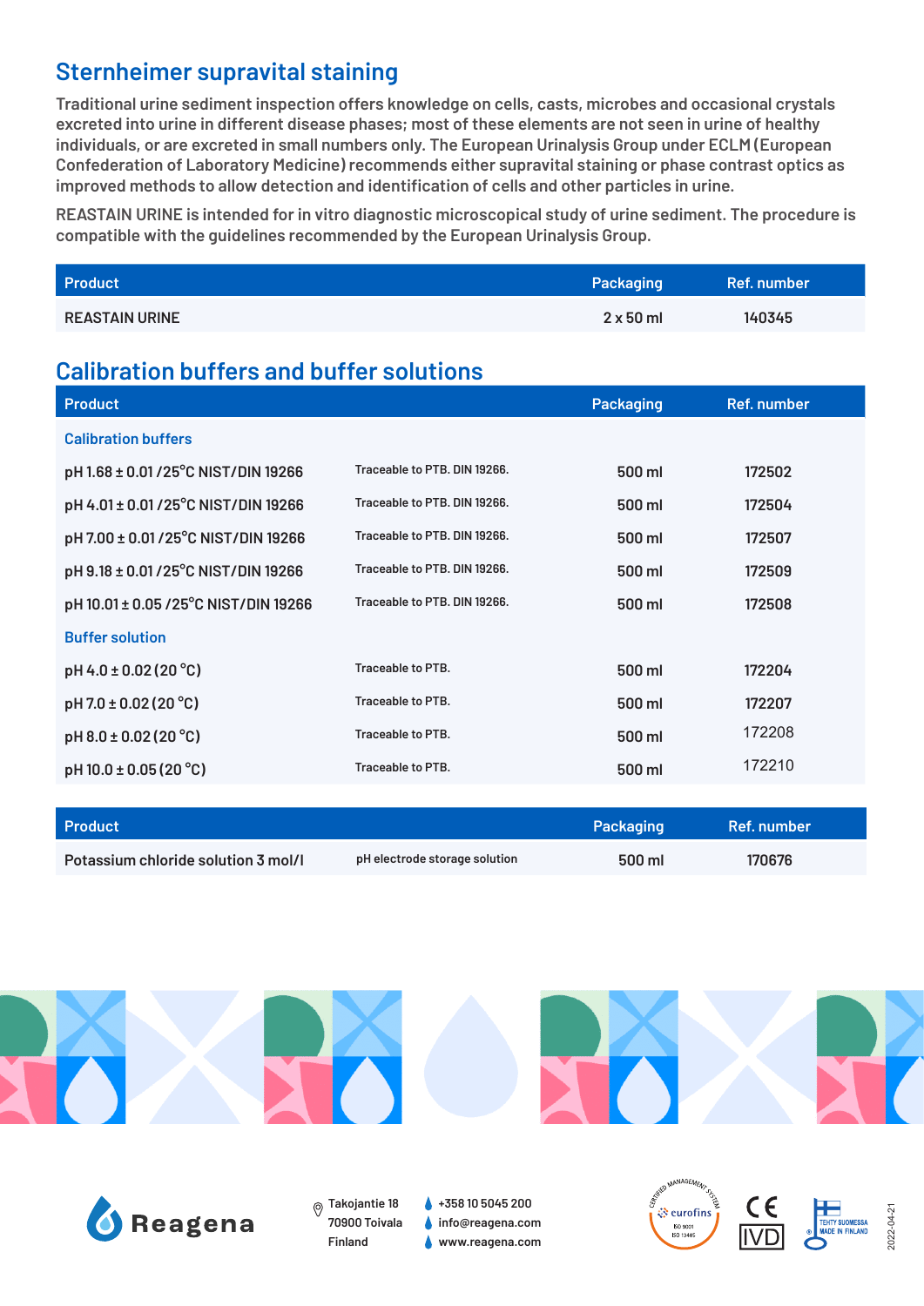## Sternheimer supravital staining

Traditional urine sediment inspection offers knowledge on cells, casts, microbes and occasional crystals excreted into urine in different disease phases; most of these elements are not seen in urine of healthy individuals, or are excreted in small numbers only. The European Urinalysis Group under ECLM (European Confederation of Laboratory Medicine) recommends either supravital staining or phase contrast optics as improved methods to allow detection and identification of cells and other particles in urine.

REASTAIN URINE is intended for in vitro diagnostic microscopical study of urine sediment. The procedure is compatible with the guidelines recommended by the European Urinalysis Group.

| Product | Packaging | Ref. number |
|---|---|---|
| REASTAIN URINE | 2 x 50 ml | 140345 |

## Calibration buffers and buffer solutions

| Product | | Packaging | Ref. number |
|---|---|---|---|
| **Calibration buffers** | | | |
| pH 1.68 ± 0.01 /25°C NIST/DIN 19266 | Traceable to PTB. DIN 19266. | 500 ml | 172502 |
| pH 4.01 ± 0.01 /25°C NIST/DIN 19266 | Traceable to PTB. DIN 19266. | 500 ml | 172504 |
| pH 7.00 ± 0.01 /25°C NIST/DIN 19266 | Traceable to PTB. DIN 19266. | 500 ml | 172507 |
| pH 9.18 ± 0.01 /25°C NIST/DIN 19266 | Traceable to PTB. DIN 19266. | 500 ml | 172509 |
| pH 10.01 ± 0.05 /25°C NIST/DIN 19266 | Traceable to PTB. DIN 19266. | 500 ml | 172508 |
| **Buffer solution** | | | |
| pH 4.0 ± 0.02 (20 °C) | Traceable to PTB. | 500 ml | 172204 |
| pH 7.0 ± 0.02 (20 °C) | Traceable to PTB. | 500 ml | 172207 |
| pH 8.0 ± 0.02 (20 °C) | Traceable to PTB. | 500 ml | 172208 |
| pH 10.0 ± 0.05 (20 °C) | Traceable to PTB. | 500 ml | 172210 |

| Product | | Packaging | Ref. number |
|---|---|---|---|
| Potassium chloride solution 3 mol/l | pH electrode storage solution | 500 ml | 170676 |

Reagena

Takojantie 18
70900 Toivala
Finland

+358 10 5045 200
info@reagena.com
www.reagena.com

2022-04-21